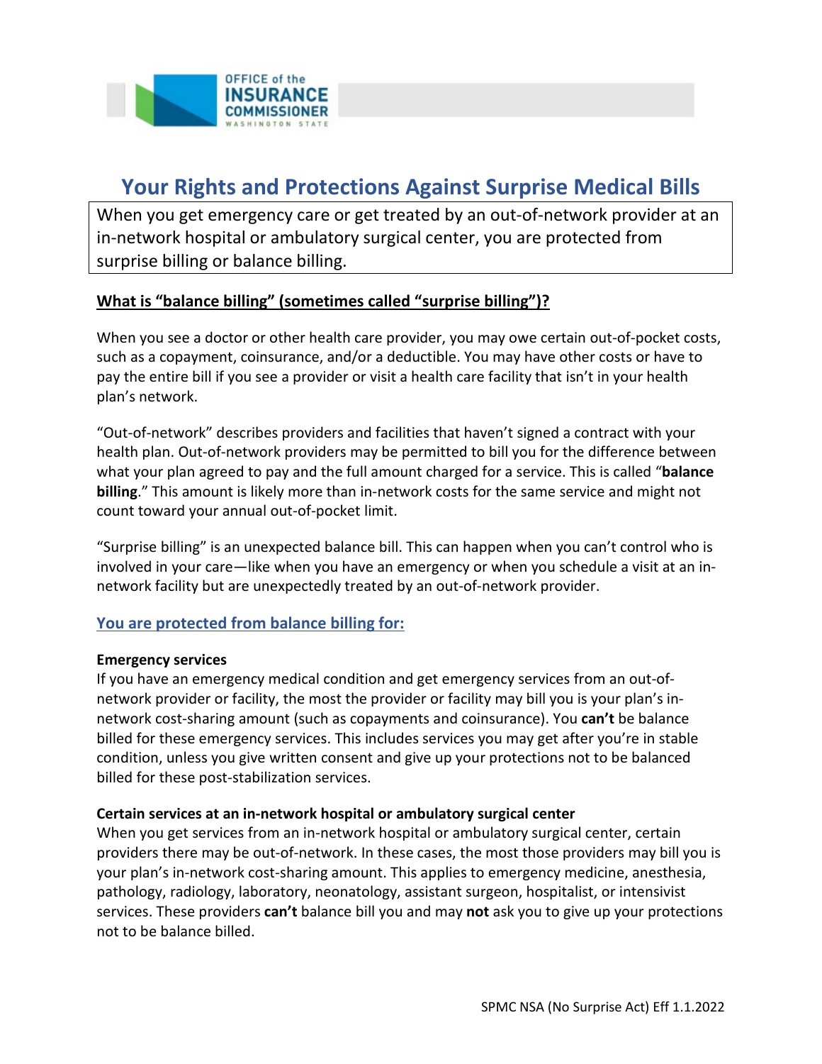# Your Rights and Protections Against Surprise Medical Bills

When you get emergency care or get treated by an out-of-network provider at an in-network hospital or ambulatory surgical center, you are protected from surprise billing or balance billing.

## What is "balance billing" (sometimes called "surprise billing")?

When you see a doctor or other health care provider, you may owe certain out-of-pocket costs, such as a copayment, coinsurance, and/or a deductible. You may have other costs or have to pay the entire bill if you see a provider or visit a health care facility that isn't in your health plan's network.

"Out-of-network" describes providers and facilities that haven't signed a contract with your health plan. Out-of-network providers may be permitted to bill you for the difference between what your plan agreed to pay and the full amount charged for a service. This is called "**balance billing**." This amount is likely more than in-network costs for the same service and might not count toward your annual out-of-pocket limit.

"Surprise billing" is an unexpected balance bill. This can happen when you can't control who is involved in your care—like when you have an emergency or when you schedule a visit at an in-network facility but are unexpectedly treated by an out-of-network provider.

## You are protected from balance billing for:

### Emergency services

If you have an emergency medical condition and get emergency services from an out-of-network provider or facility, the most the provider or facility may bill you is your plan's in-network cost-sharing amount (such as copayments and coinsurance). You **can't** be balance billed for these emergency services. This includes services you may get after you're in stable condition, unless you give written consent and give up your protections not to be balanced billed for these post-stabilization services.

### Certain services at an in-network hospital or ambulatory surgical center

When you get services from an in-network hospital or ambulatory surgical center, certain providers there may be out-of-network. In these cases, the most those providers may bill you is your plan's in-network cost-sharing amount. This applies to emergency medicine, anesthesia, pathology, radiology, laboratory, neonatology, assistant surgeon, hospitalist, or intensivist services. These providers **can't** balance bill you and may **not** ask you to give up your protections not to be balance billed.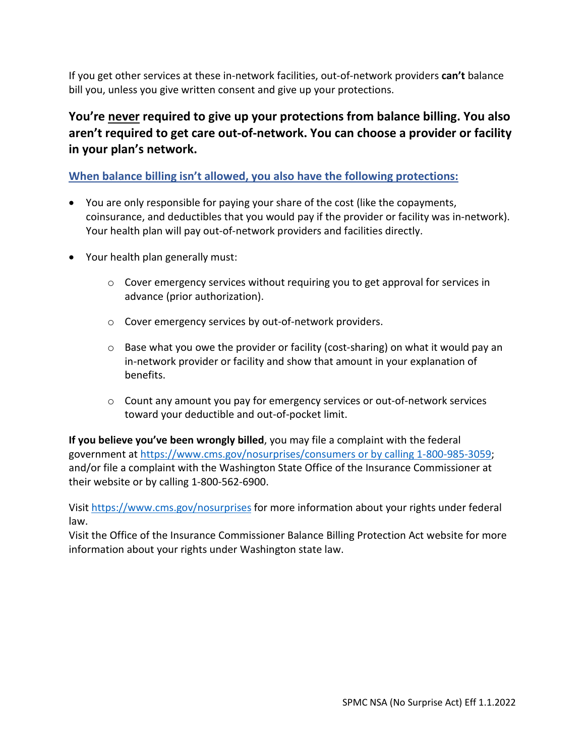If you get other services at these in-network facilities, out-of-network providers **can't** balance bill you, unless you give written consent and give up your protections.

**You're never required to give up your protections from balance billing. You also aren't required to get care out-of-network. You can choose a provider or facility in your plan's network.**

**When balance billing isn't allowed, you also have the following protections:**

- You are only responsible for paying your share of the cost (like the copayments, coinsurance, and deductibles that you would pay if the provider or facility was in-network). Your health plan will pay out-of-network providers and facilities directly.
- Your health plan generally must:
  - Cover emergency services without requiring you to get approval for services in advance (prior authorization).
  - Cover emergency services by out-of-network providers.
  - Base what you owe the provider or facility (cost-sharing) on what it would pay an in-network provider or facility and show that amount in your explanation of benefits.
  - Count any amount you pay for emergency services or out-of-network services toward your deductible and out-of-pocket limit.

**If you believe you've been wrongly billed**, you may file a complaint with the federal government at https://www.cms.gov/nosurprises/consumers or by calling 1-800-985-3059; and/or file a complaint with the Washington State Office of the Insurance Commissioner at their website or by calling 1-800-562-6900.

Visit https://www.cms.gov/nosurprises for more information about your rights under federal law.
Visit the Office of the Insurance Commissioner Balance Billing Protection Act website for more information about your rights under Washington state law.

SPMC NSA (No Surprise Act) Eff 1.1.2022